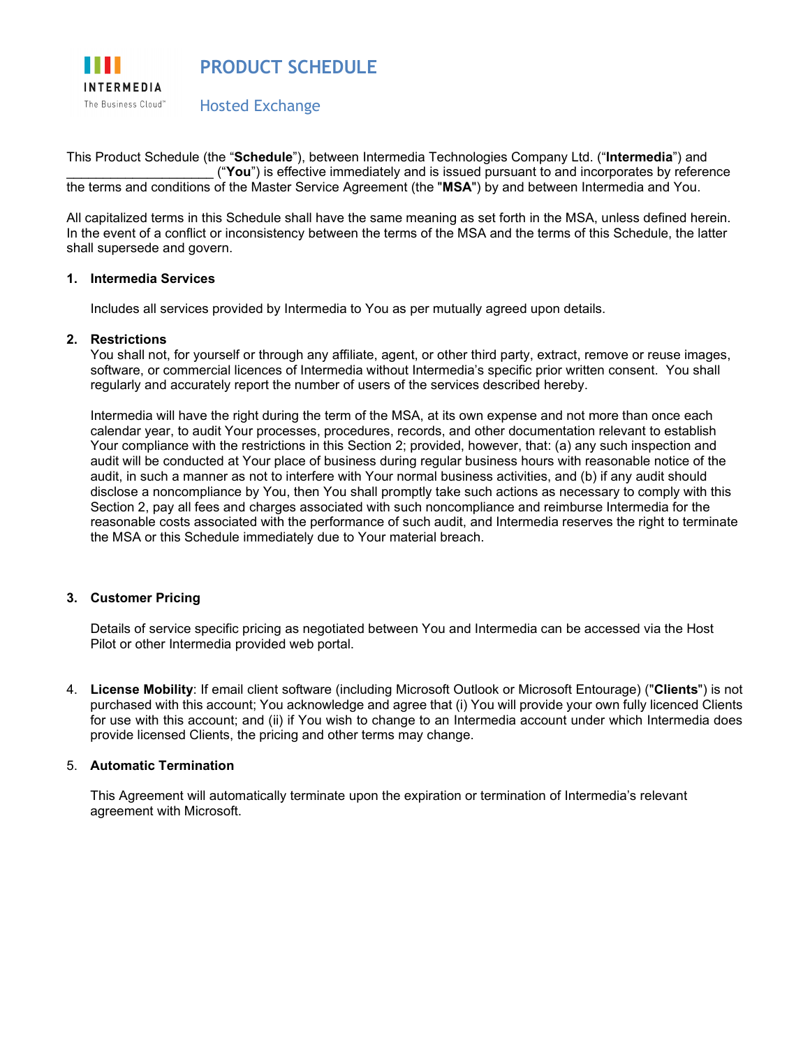INTERMEDIA

The Business Cloud™

# PRODUCT SCHEDULE

## Hosted Exchange

This Product Schedule (the "**Schedule**"), between Intermedia Technologies Company Ltd. ("**Intermedia**") and ____________________ ("**You**") is effective immediately and is issued pursuant to and incorporates by reference the terms and conditions of the Master Service Agreement (the "**MSA**") by and between Intermedia and You.

All capitalized terms in this Schedule shall have the same meaning as set forth in the MSA, unless defined herein. In the event of a conflict or inconsistency between the terms of the MSA and the terms of this Schedule, the latter shall supersede and govern.

**1. Intermedia Services**

Includes all services provided by Intermedia to You as per mutually agreed upon details.

**2. Restrictions**

You shall not, for yourself or through any affiliate, agent, or other third party, extract, remove or reuse images, software, or commercial licences of Intermedia without Intermedia's specific prior written consent. You shall regularly and accurately report the number of users of the services described hereby.

Intermedia will have the right during the term of the MSA, at its own expense and not more than once each calendar year, to audit Your processes, procedures, records, and other documentation relevant to establish Your compliance with the restrictions in this Section 2; provided, however, that: (a) any such inspection and audit will be conducted at Your place of business during regular business hours with reasonable notice of the audit, in such a manner as not to interfere with Your normal business activities, and (b) if any audit should disclose a noncompliance by You, then You shall promptly take such actions as necessary to comply with this Section 2, pay all fees and charges associated with such noncompliance and reimburse Intermedia for the reasonable costs associated with the performance of such audit, and Intermedia reserves the right to terminate the MSA or this Schedule immediately due to Your material breach.

**3. Customer Pricing**

Details of service specific pricing as negotiated between You and Intermedia can be accessed via the Host Pilot or other Intermedia provided web portal.

4. **License Mobility**: If email client software (including Microsoft Outlook or Microsoft Entourage) ("**Clients**") is not purchased with this account; You acknowledge and agree that (i) You will provide your own fully licenced Clients for use with this account; and (ii) if You wish to change to an Intermedia account under which Intermedia does provide licensed Clients, the pricing and other terms may change.

5. **Automatic Termination**

This Agreement will automatically terminate upon the expiration or termination of Intermedia's relevant agreement with Microsoft.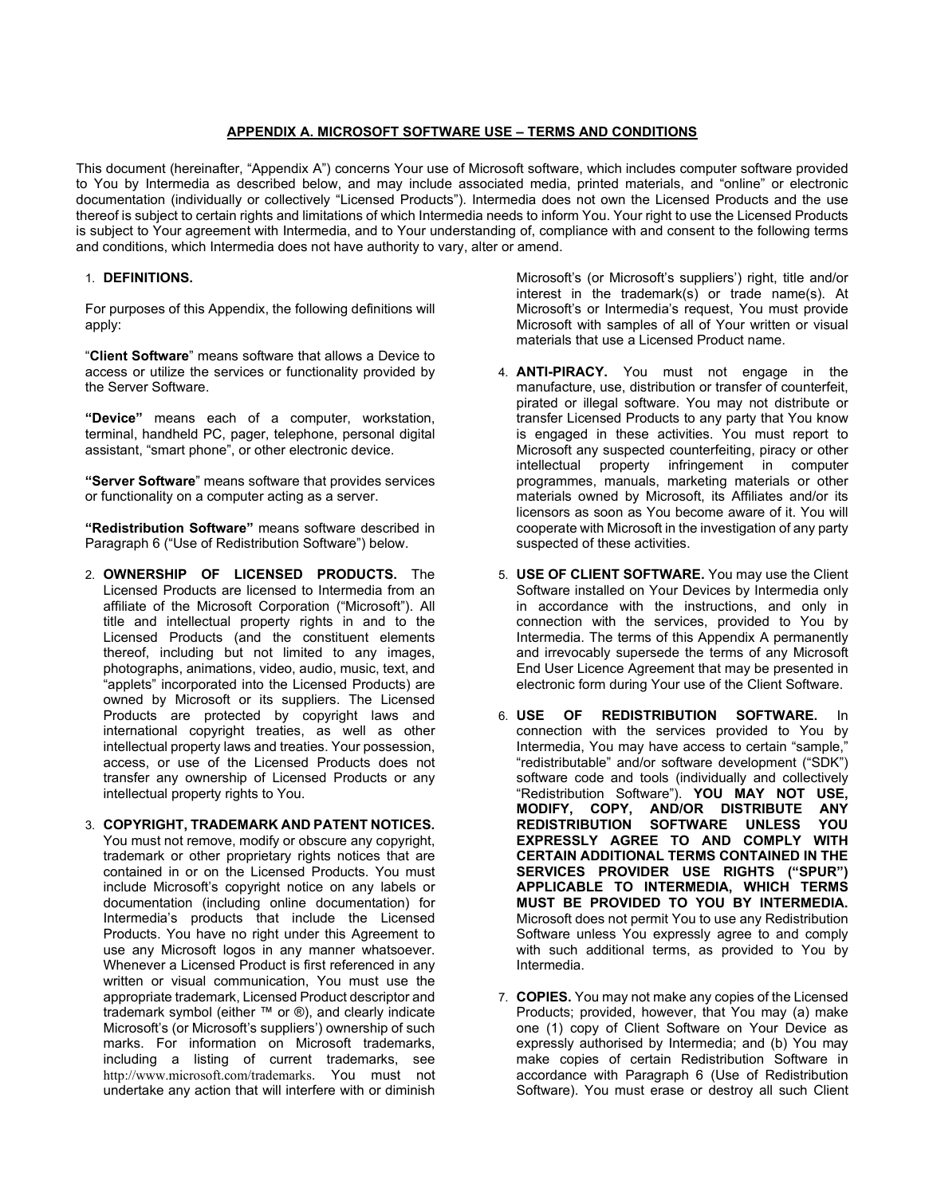## APPENDIX A. MICROSOFT SOFTWARE USE – TERMS AND CONDITIONS

This document (hereinafter, "Appendix A") concerns Your use of Microsoft software, which includes computer software provided to You by Intermedia as described below, and may include associated media, printed materials, and "online" or electronic documentation (individually or collectively "Licensed Products"). Intermedia does not own the Licensed Products and the use thereof is subject to certain rights and limitations of which Intermedia needs to inform You. Your right to use the Licensed Products is subject to Your agreement with Intermedia, and to Your understanding of, compliance with and consent to the following terms and conditions, which Intermedia does not have authority to vary, alter or amend.

1. **DEFINITIONS.**

   For purposes of this Appendix, the following definitions will apply:

   "**Client Software**" means software that allows a Device to access or utilize the services or functionality provided by the Server Software.

   **"Device"** means each of a computer, workstation, terminal, handheld PC, pager, telephone, personal digital assistant, "smart phone", or other electronic device.

   **"Server Software**" means software that provides services or functionality on a computer acting as a server.

   **"Redistribution Software"** means software described in Paragraph 6 ("Use of Redistribution Software") below.

2. **OWNERSHIP OF LICENSED PRODUCTS.** The Licensed Products are licensed to Intermedia from an affiliate of the Microsoft Corporation ("Microsoft"). All title and intellectual property rights in and to the Licensed Products (and the constituent elements thereof, including but not limited to any images, photographs, animations, video, audio, music, text, and "applets" incorporated into the Licensed Products) are owned by Microsoft or its suppliers. The Licensed Products are protected by copyright laws and international copyright treaties, as well as other intellectual property laws and treaties. Your possession, access, or use of the Licensed Products does not transfer any ownership of Licensed Products or any intellectual property rights to You.

3. **COPYRIGHT, TRADEMARK AND PATENT NOTICES.** You must not remove, modify or obscure any copyright, trademark or other proprietary rights notices that are contained in or on the Licensed Products. You must include Microsoft's copyright notice on any labels or documentation (including online documentation) for Intermedia's products that include the Licensed Products. You have no right under this Agreement to use any Microsoft logos in any manner whatsoever. Whenever a Licensed Product is first referenced in any written or visual communication, You must use the appropriate trademark, Licensed Product descriptor and trademark symbol (either ™ or ®), and clearly indicate Microsoft's (or Microsoft's suppliers') ownership of such marks. For information on Microsoft trademarks, including a listing of current trademarks, see http://www.microsoft.com/trademarks. You must not undertake any action that will interfere with or diminish Microsoft's (or Microsoft's suppliers') right, title and/or interest in the trademark(s) or trade name(s). At Microsoft's or Intermedia's request, You must provide Microsoft with samples of all of Your written or visual materials that use a Licensed Product name.

4. **ANTI-PIRACY.** You must not engage in the manufacture, use, distribution or transfer of counterfeit, pirated or illegal software. You may not distribute or transfer Licensed Products to any party that You know is engaged in these activities. You must report to Microsoft any suspected counterfeiting, piracy or other intellectual property infringement in computer programmes, manuals, marketing materials or other materials owned by Microsoft, its Affiliates and/or its licensors as soon as You become aware of it. You will cooperate with Microsoft in the investigation of any party suspected of these activities.

5. **USE OF CLIENT SOFTWARE.** You may use the Client Software installed on Your Devices by Intermedia only in accordance with the instructions, and only in connection with the services, provided to You by Intermedia. The terms of this Appendix A permanently and irrevocably supersede the terms of any Microsoft End User Licence Agreement that may be presented in electronic form during Your use of the Client Software.

6. **USE OF REDISTRIBUTION SOFTWARE.** In connection with the services provided to You by Intermedia, You may have access to certain "sample," "redistributable" and/or software development ("SDK") software code and tools (individually and collectively "Redistribution Software"). **YOU MAY NOT USE, MODIFY, COPY, AND/OR DISTRIBUTE ANY REDISTRIBUTION SOFTWARE UNLESS YOU EXPRESSLY AGREE TO AND COMPLY WITH CERTAIN ADDITIONAL TERMS CONTAINED IN THE SERVICES PROVIDER USE RIGHTS ("SPUR") APPLICABLE TO INTERMEDIA, WHICH TERMS MUST BE PROVIDED TO YOU BY INTERMEDIA.** Microsoft does not permit You to use any Redistribution Software unless You expressly agree to and comply with such additional terms, as provided to You by Intermedia.

7. **COPIES.** You may not make any copies of the Licensed Products; provided, however, that You may (a) make one (1) copy of Client Software on Your Device as expressly authorised by Intermedia; and (b) You may make copies of certain Redistribution Software in accordance with Paragraph 6 (Use of Redistribution Software). You must erase or destroy all such Client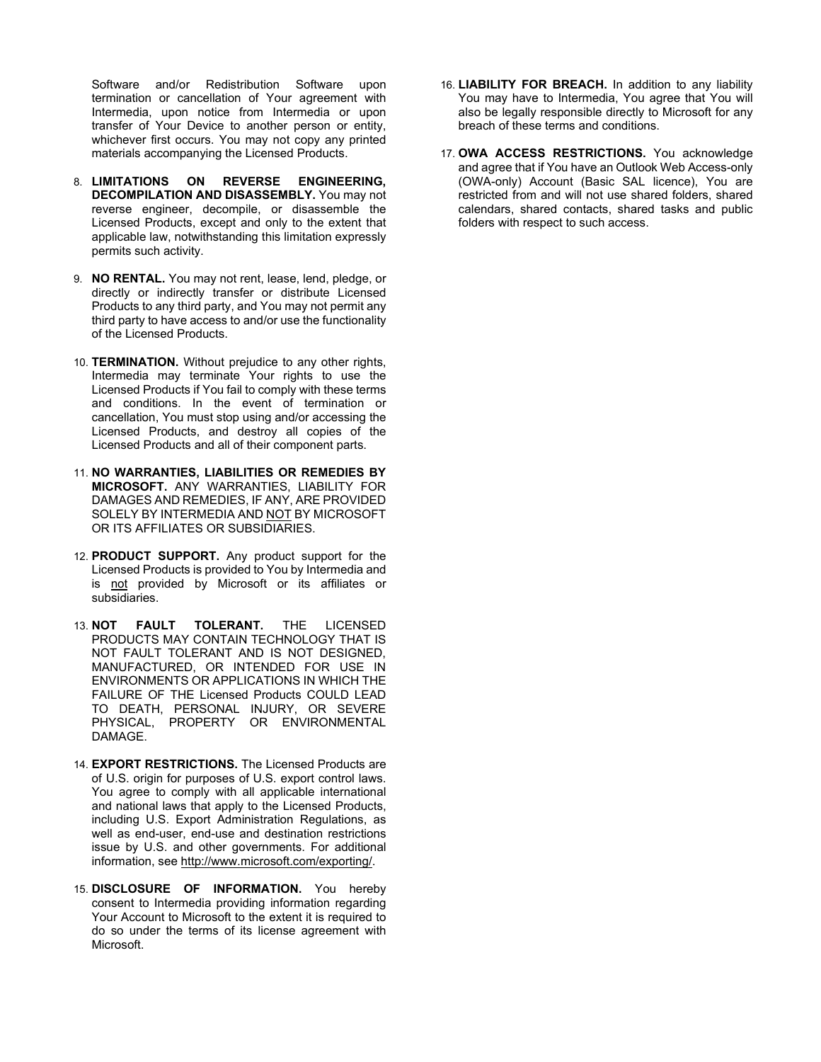Software and/or Redistribution Software upon termination or cancellation of Your agreement with Intermedia, upon notice from Intermedia or upon transfer of Your Device to another person or entity, whichever first occurs. You may not copy any printed materials accompanying the Licensed Products.

8. **LIMITATIONS ON REVERSE ENGINEERING, DECOMPILATION AND DISASSEMBLY.** You may not reverse engineer, decompile, or disassemble the Licensed Products, except and only to the extent that applicable law, notwithstanding this limitation expressly permits such activity.

9. **NO RENTAL.** You may not rent, lease, lend, pledge, or directly or indirectly transfer or distribute Licensed Products to any third party, and You may not permit any third party to have access to and/or use the functionality of the Licensed Products.

10. **TERMINATION.** Without prejudice to any other rights, Intermedia may terminate Your rights to use the Licensed Products if You fail to comply with these terms and conditions. In the event of termination or cancellation, You must stop using and/or accessing the Licensed Products, and destroy all copies of the Licensed Products and all of their component parts.

11. **NO WARRANTIES, LIABILITIES OR REMEDIES BY MICROSOFT.** ANY WARRANTIES, LIABILITY FOR DAMAGES AND REMEDIES, IF ANY, ARE PROVIDED SOLELY BY INTERMEDIA AND NOT BY MICROSOFT OR ITS AFFILIATES OR SUBSIDIARIES.

12. **PRODUCT SUPPORT.** Any product support for the Licensed Products is provided to You by Intermedia and is not provided by Microsoft or its affiliates or subsidiaries.

13. **NOT FAULT TOLERANT.** THE LICENSED PRODUCTS MAY CONTAIN TECHNOLOGY THAT IS NOT FAULT TOLERANT AND IS NOT DESIGNED, MANUFACTURED, OR INTENDED FOR USE IN ENVIRONMENTS OR APPLICATIONS IN WHICH THE FAILURE OF THE Licensed Products COULD LEAD TO DEATH, PERSONAL INJURY, OR SEVERE PHYSICAL, PROPERTY OR ENVIRONMENTAL DAMAGE.

14. **EXPORT RESTRICTIONS.** The Licensed Products are of U.S. origin for purposes of U.S. export control laws. You agree to comply with all applicable international and national laws that apply to the Licensed Products, including U.S. Export Administration Regulations, as well as end-user, end-use and destination restrictions issue by U.S. and other governments. For additional information, see http://www.microsoft.com/exporting/.

15. **DISCLOSURE OF INFORMATION.** You hereby consent to Intermedia providing information regarding Your Account to Microsoft to the extent it is required to do so under the terms of its license agreement with Microsoft.

16. **LIABILITY FOR BREACH.** In addition to any liability You may have to Intermedia, You agree that You will also be legally responsible directly to Microsoft for any breach of these terms and conditions.

17. **OWA ACCESS RESTRICTIONS.** You acknowledge and agree that if You have an Outlook Web Access-only (OWA-only) Account (Basic SAL licence), You are restricted from and will not use shared folders, shared calendars, shared contacts, shared tasks and public folders with respect to such access.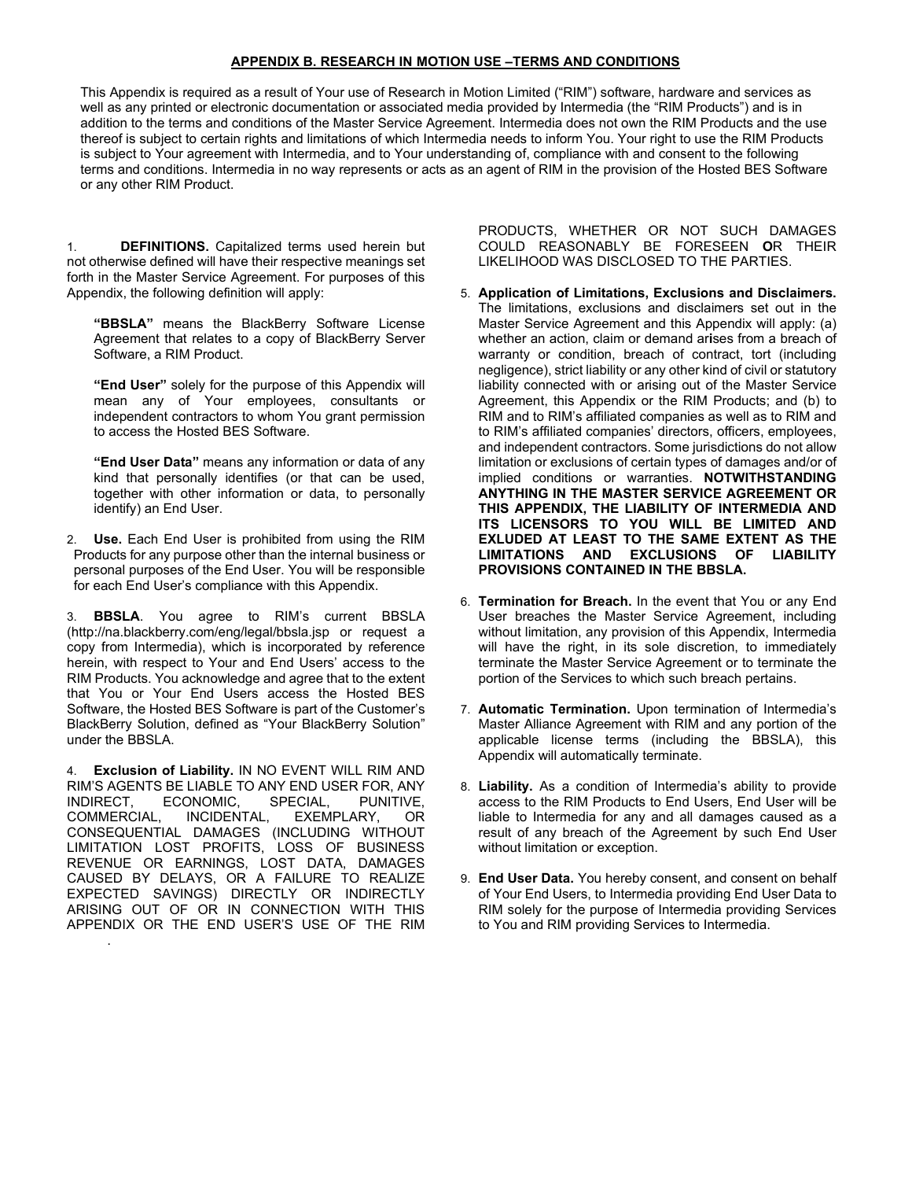## APPENDIX B. RESEARCH IN MOTION USE –TERMS AND CONDITIONS

This Appendix is required as a result of Your use of Research in Motion Limited ("RIM") software, hardware and services as well as any printed or electronic documentation or associated media provided by Intermedia (the "RIM Products") and is in addition to the terms and conditions of the Master Service Agreement. Intermedia does not own the RIM Products and the use thereof is subject to certain rights and limitations of which Intermedia needs to inform You. Your right to use the RIM Products is subject to Your agreement with Intermedia, and to Your understanding of, compliance with and consent to the following terms and conditions. Intermedia in no way represents or acts as an agent of RIM in the provision of the Hosted BES Software or any other RIM Product.

1. **DEFINITIONS.** Capitalized terms used herein but not otherwise defined will have their respective meanings set forth in the Master Service Agreement. For purposes of this Appendix, the following definition will apply:

   **"BBSLA"** means the BlackBerry Software License Agreement that relates to a copy of BlackBerry Server Software, a RIM Product.

   **"End User"** solely for the purpose of this Appendix will mean any of Your employees, consultants or independent contractors to whom You grant permission to access the Hosted BES Software.

   **"End User Data"** means any information or data of any kind that personally identifies (or that can be used, together with other information or data, to personally identify) an End User.

2. **Use.** Each End User is prohibited from using the RIM Products for any purpose other than the internal business or personal purposes of the End User. You will be responsible for each End User's compliance with this Appendix.

3. **BBSLA**. You agree to RIM's current BBSLA (http://na.blackberry.com/eng/legal/bbsla.jsp or request a copy from Intermedia), which is incorporated by reference herein, with respect to Your and End Users' access to the RIM Products. You acknowledge and agree that to the extent that You or Your End Users access the Hosted BES Software, the Hosted BES Software is part of the Customer's BlackBerry Solution, defined as "Your BlackBerry Solution" under the BBSLA.

4. **Exclusion of Liability.** IN NO EVENT WILL RIM AND RIM'S AGENTS BE LIABLE TO ANY END USER FOR, ANY INDIRECT, ECONOMIC, SPECIAL, PUNITIVE, COMMERCIAL, INCIDENTAL, EXEMPLARY, OR CONSEQUENTIAL DAMAGES (INCLUDING WITHOUT LIMITATION LOST PROFITS, LOSS OF BUSINESS REVENUE OR EARNINGS, LOST DATA, DAMAGES CAUSED BY DELAYS, OR A FAILURE TO REALIZE EXPECTED SAVINGS) DIRECTLY OR INDIRECTLY ARISING OUT OF OR IN CONNECTION WITH THIS APPENDIX OR THE END USER'S USE OF THE RIM PRODUCTS, WHETHER OR NOT SUCH DAMAGES COULD REASONABLY BE FORESEEN OR THEIR LIKELIHOOD WAS DISCLOSED TO THE PARTIES.

5. **Application of Limitations, Exclusions and Disclaimers.** The limitations, exclusions and disclaimers set out in the Master Service Agreement and this Appendix will apply: (a) whether an action, claim or demand arises from a breach of warranty or condition, breach of contract, tort (including negligence), strict liability or any other kind of civil or statutory liability connected with or arising out of the Master Service Agreement, this Appendix or the RIM Products; and (b) to RIM and to RIM's affiliated companies as well as to RIM and to RIM's affiliated companies' directors, officers, employees, and independent contractors. Some jurisdictions do not allow limitation or exclusions of certain types of damages and/or of implied conditions or warranties. **NOTWITHSTANDING ANYTHING IN THE MASTER SERVICE AGREEMENT OR THIS APPENDIX, THE LIABILITY OF INTERMEDIA AND ITS LICENSORS TO YOU WILL BE LIMITED AND EXLUDED AT LEAST TO THE SAME EXTENT AS THE LIMITATIONS AND EXCLUSIONS OF LIABILITY PROVISIONS CONTAINED IN THE BBSLA.**

6. **Termination for Breach.** In the event that You or any End User breaches the Master Service Agreement, including without limitation, any provision of this Appendix, Intermedia will have the right, in its sole discretion, to immediately terminate the Master Service Agreement or to terminate the portion of the Services to which such breach pertains.

7. **Automatic Termination.** Upon termination of Intermedia's Master Alliance Agreement with RIM and any portion of the applicable license terms (including the BBSLA), this Appendix will automatically terminate.

8. **Liability.** As a condition of Intermedia's ability to provide access to the RIM Products to End Users, End User will be liable to Intermedia for any and all damages caused as a result of any breach of the Agreement by such End User without limitation or exception.

9. **End User Data.** You hereby consent, and consent on behalf of Your End Users, to Intermedia providing End User Data to RIM solely for the purpose of Intermedia providing Services to You and RIM providing Services to Intermedia.